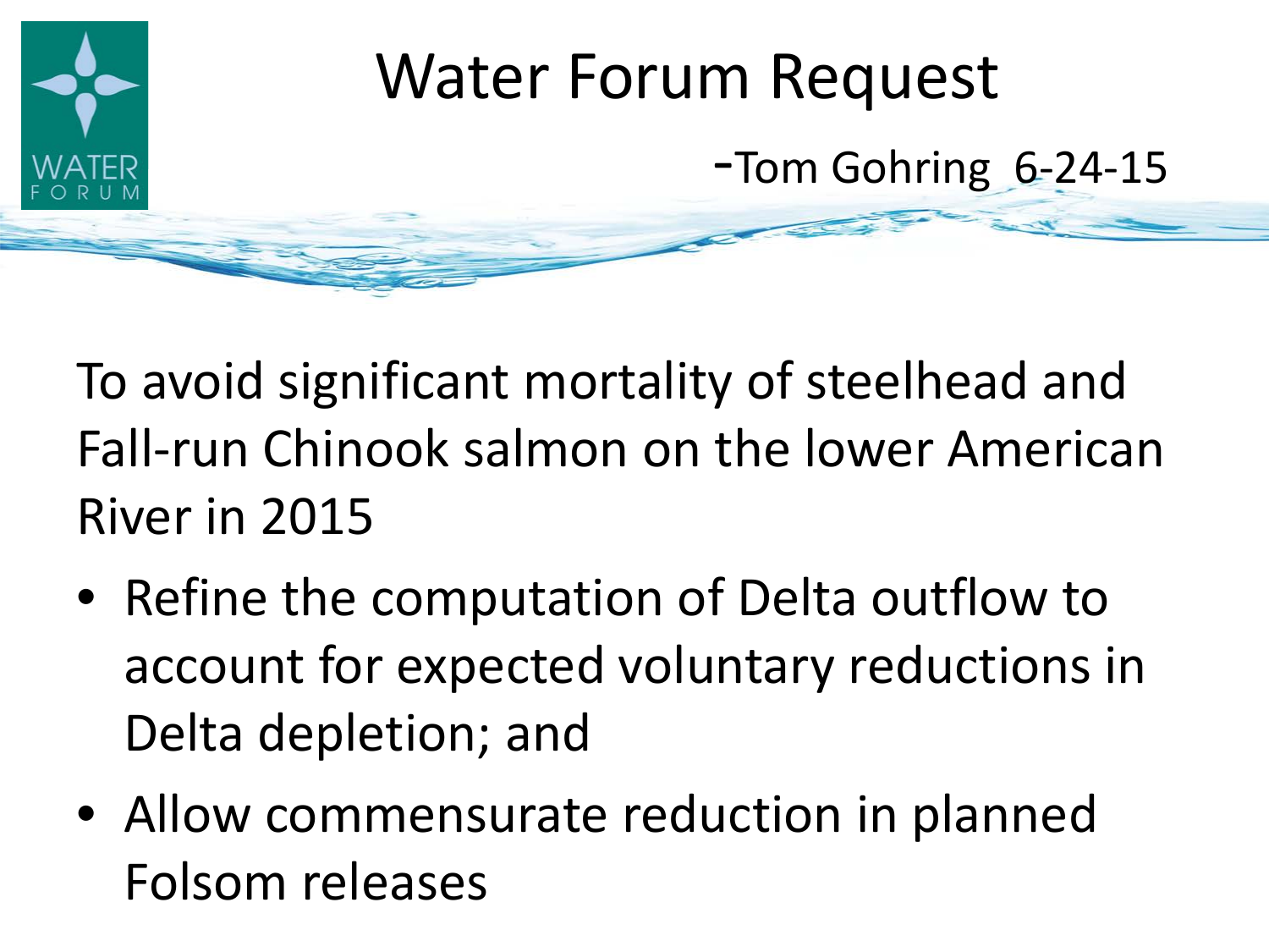# Water Forum Request

-Tom Gohring 6-24-15

To avoid significant mortality of steelhead and Fall-run Chinook salmon on the lower American River in 2015

- Refine the computation of Delta outflow to account for expected voluntary reductions in Delta depletion; and
- Allow commensurate reduction in planned Folsom releases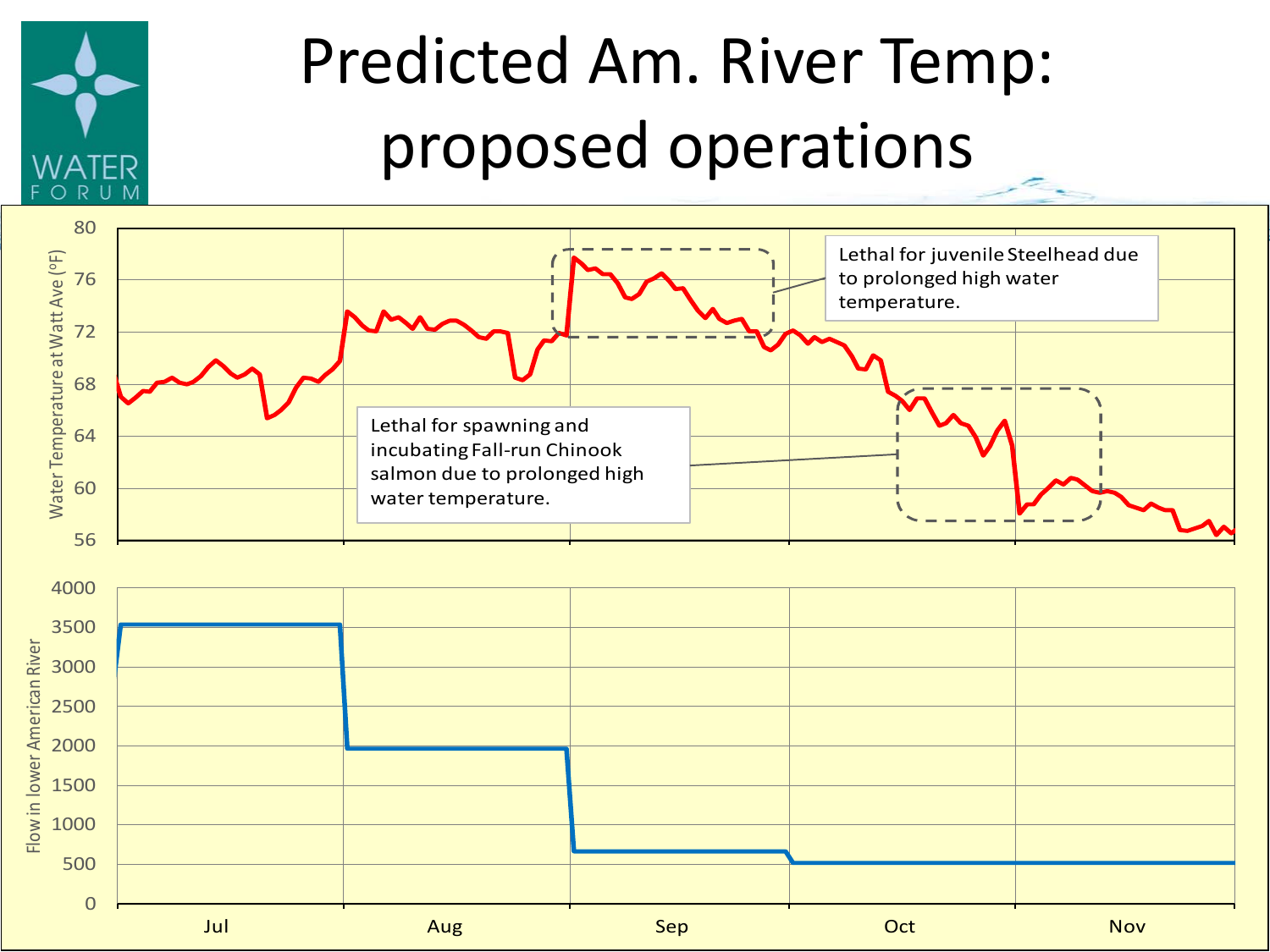# Predicted Am. River Temp: proposed operations

Water Temperature at Watt Ave (ºF)

Lethal for juvenile Steelhead due to prolonged high water temperature.

Lethal for spawning and incubating Fall-run Chinook salmon due to prolonged high water temperature.

Flow in lower American River

Jul | Aug | Sep | Oct | Nov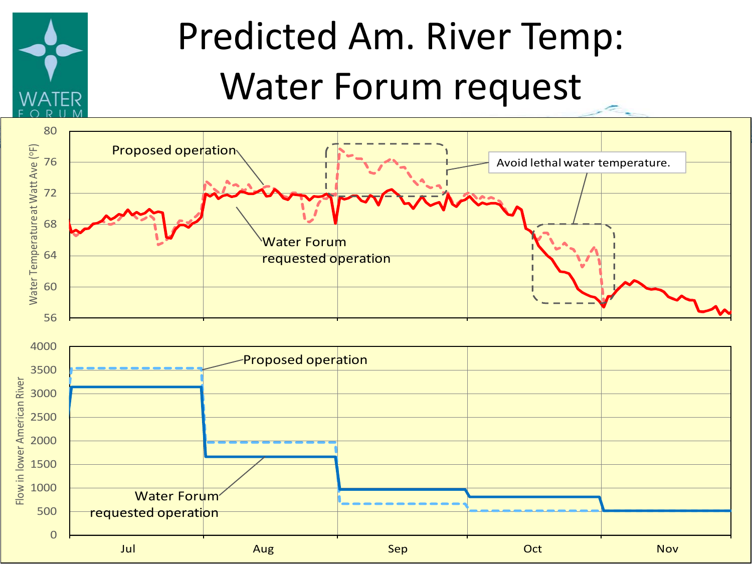# Predicted Am. River Temp: Water Forum request

Water Temperature at Watt Ave (°F)

Proposed operation

Water Forum requested operation

Avoid lethal water temperature.

Flow in lower American River

Proposed operation

Water Forum requested operation

Jul | Aug | Sep | Oct | Nov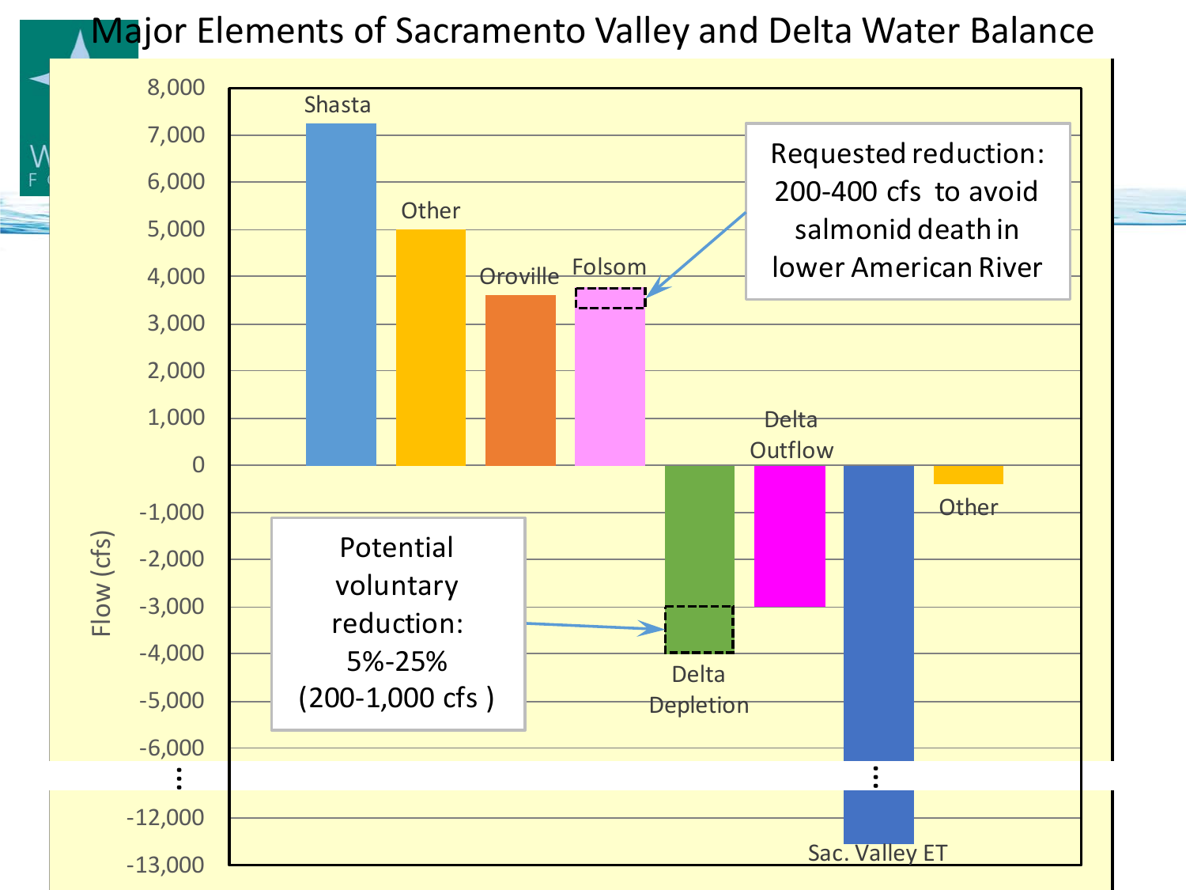# Major Elements of Sacramento Valley and Delta Water Balance

Flow (cfs)

8,000
7,000
6,000
5,000
4,000
3,000
2,000
1,000
0
-1,000
-2,000
-3,000
-4,000
-5,000
-6,000
⋮
-12,000
-13,000

Shasta

Other

Oroville

Folsom

Delta Depletion

Delta Outflow

Sac. Valley ET

Other

Requested reduction: 200-400 cfs to avoid salmonid death in lower American River

Potential voluntary reduction: 5%-25% (200-1,000 cfs )